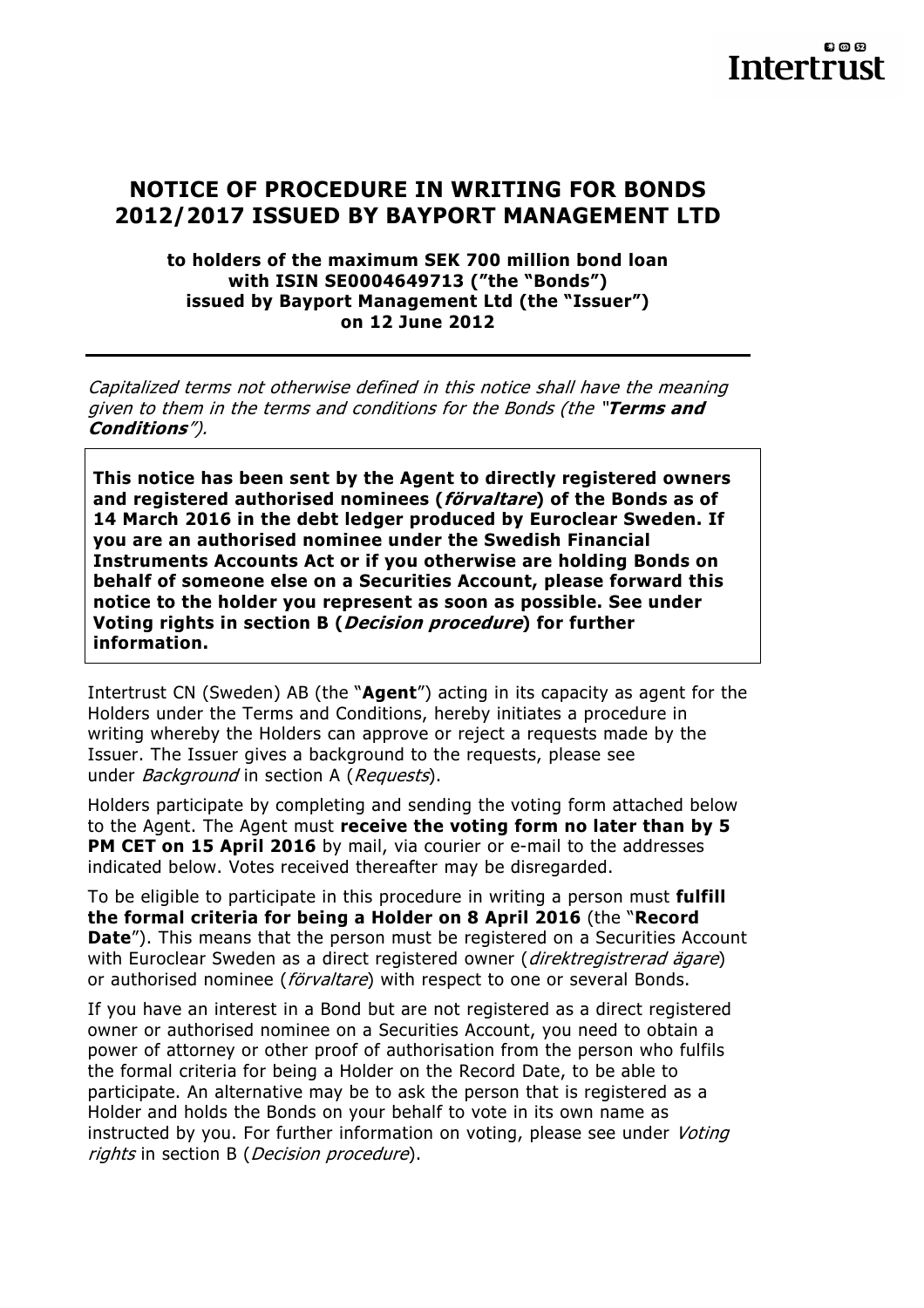# NOTICE OF PROCEDURE IN WRITING FOR BONDS 2012/2017 ISSUED BY BAYPORT MANAGEMENT LTD

**to holders of the maximum SEK 700 million bond loan with ISIN SE0004649713 ("the "Bonds") issued by Bayport Management Ltd (the "Issuer") on 12 June 2012**

---

*Capitalized terms not otherwise defined in this notice shall have the meaning given to them in the terms and conditions for the Bonds (the "**Terms and Conditions**").*

> **This notice has been sent by the Agent to directly registered owners and registered authorised nominees (*förvaltare*) of the Bonds as of 14 March 2016 in the debt ledger produced by Euroclear Sweden. If you are an authorised nominee under the Swedish Financial Instruments Accounts Act or if you otherwise are holding Bonds on behalf of someone else on a Securities Account, please forward this notice to the holder you represent as soon as possible. See under Voting rights in section B (*Decision procedure*) for further information.**

Intertrust CN (Sweden) AB (the "**Agent**") acting in its capacity as agent for the Holders under the Terms and Conditions, hereby initiates a procedure in writing whereby the Holders can approve or reject a requests made by the Issuer. The Issuer gives a background to the requests, please see under *Background* in section A (*Requests*).

Holders participate by completing and sending the voting form attached below to the Agent. The Agent must **receive the voting form no later than by 5 PM CET on 15 April 2016** by mail, via courier or e-mail to the addresses indicated below. Votes received thereafter may be disregarded.

To be eligible to participate in this procedure in writing a person must **fulfill the formal criteria for being a Holder on 8 April 2016** (the "**Record Date**"). This means that the person must be registered on a Securities Account with Euroclear Sweden as a direct registered owner (*direktregistrerad ägare*) or authorised nominee (*förvaltare*) with respect to one or several Bonds.

If you have an interest in a Bond but are not registered as a direct registered owner or authorised nominee on a Securities Account, you need to obtain a power of attorney or other proof of authorisation from the person who fulfils the formal criteria for being a Holder on the Record Date, to be able to participate. An alternative may be to ask the person that is registered as a Holder and holds the Bonds on your behalf to vote in its own name as instructed by you. For further information on voting, please see under *Voting rights* in section B (*Decision procedure*).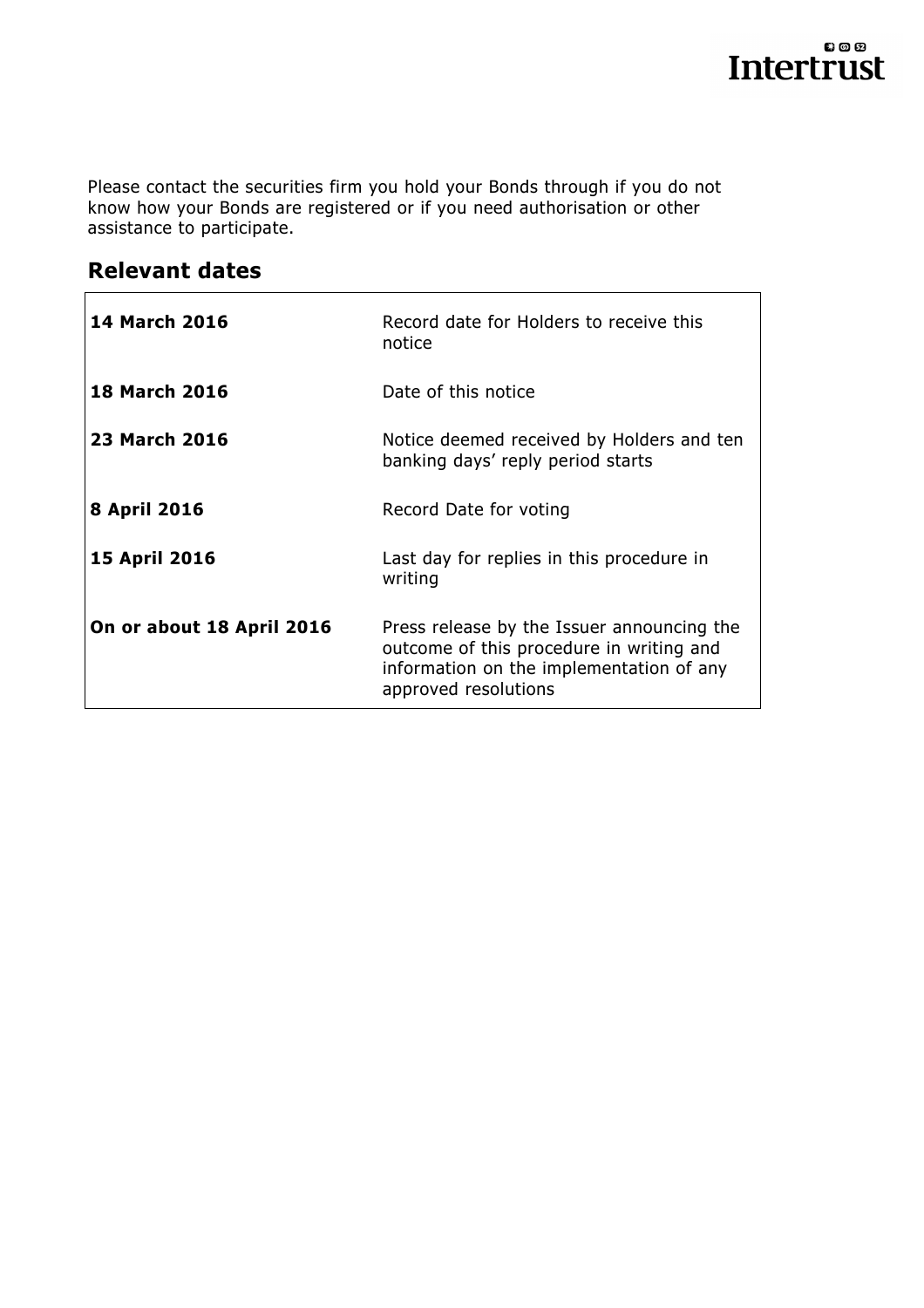Please contact the securities firm you hold your Bonds through if you do not know how your Bonds are registered or if you need authorisation or other assistance to participate.

## Relevant dates

| | |
|---|---|
| **14 March 2016** | Record date for Holders to receive this notice |
| **18 March 2016** | Date of this notice |
| **23 March 2016** | Notice deemed received by Holders and ten banking days' reply period starts |
| **8 April 2016** | Record Date for voting |
| **15 April 2016** | Last day for replies in this procedure in writing |
| **On or about 18 April 2016** | Press release by the Issuer announcing the outcome of this procedure in writing and information on the implementation of any approved resolutions |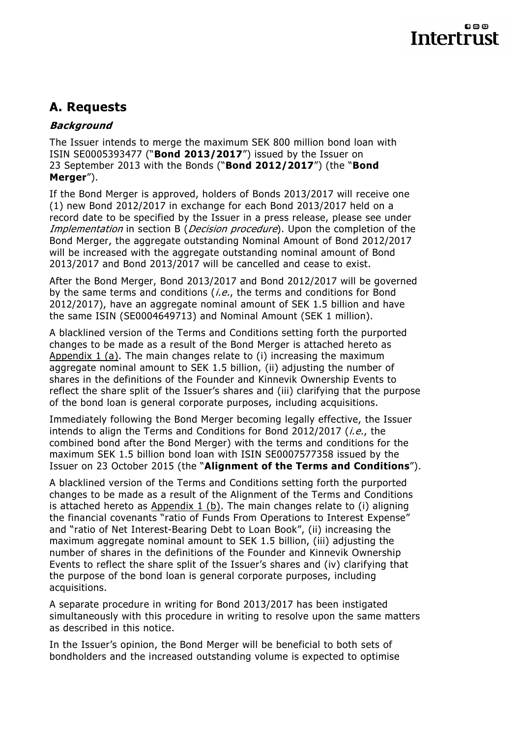## A. Requests

### *Background*

The Issuer intends to merge the maximum SEK 800 million bond loan with ISIN SE0005393477 ("**Bond 2013/2017**") issued by the Issuer on 23 September 2013 with the Bonds ("**Bond 2012/2017**") (the "**Bond Merger**").

If the Bond Merger is approved, holders of Bonds 2013/2017 will receive one (1) new Bond 2012/2017 in exchange for each Bond 2013/2017 held on a record date to be specified by the Issuer in a press release, please see under *Implementation* in section B (*Decision procedure*). Upon the completion of the Bond Merger, the aggregate outstanding Nominal Amount of Bond 2012/2017 will be increased with the aggregate outstanding nominal amount of Bond 2013/2017 and Bond 2013/2017 will be cancelled and cease to exist.

After the Bond Merger, Bond 2013/2017 and Bond 2012/2017 will be governed by the same terms and conditions (*i.e.*, the terms and conditions for Bond 2012/2017), have an aggregate nominal amount of SEK 1.5 billion and have the same ISIN (SE0004649713) and Nominal Amount (SEK 1 million).

A blacklined version of the Terms and Conditions setting forth the purported changes to be made as a result of the Bond Merger is attached hereto as Appendix 1 (a). The main changes relate to (i) increasing the maximum aggregate nominal amount to SEK 1.5 billion, (ii) adjusting the number of shares in the definitions of the Founder and Kinnevik Ownership Events to reflect the share split of the Issuer's shares and (iii) clarifying that the purpose of the bond loan is general corporate purposes, including acquisitions.

Immediately following the Bond Merger becoming legally effective, the Issuer intends to align the Terms and Conditions for Bond 2012/2017 (*i.e.*, the combined bond after the Bond Merger) with the terms and conditions for the maximum SEK 1.5 billion bond loan with ISIN SE0007577358 issued by the Issuer on 23 October 2015 (the "**Alignment of the Terms and Conditions**").

A blacklined version of the Terms and Conditions setting forth the purported changes to be made as a result of the Alignment of the Terms and Conditions is attached hereto as Appendix 1 (b). The main changes relate to (i) aligning the financial covenants "ratio of Funds From Operations to Interest Expense" and "ratio of Net Interest-Bearing Debt to Loan Book", (ii) increasing the maximum aggregate nominal amount to SEK 1.5 billion, (iii) adjusting the number of shares in the definitions of the Founder and Kinnevik Ownership Events to reflect the share split of the Issuer's shares and (iv) clarifying that the purpose of the bond loan is general corporate purposes, including acquisitions.

A separate procedure in writing for Bond 2013/2017 has been instigated simultaneously with this procedure in writing to resolve upon the same matters as described in this notice.

In the Issuer's opinion, the Bond Merger will be beneficial to both sets of bondholders and the increased outstanding volume is expected to optimise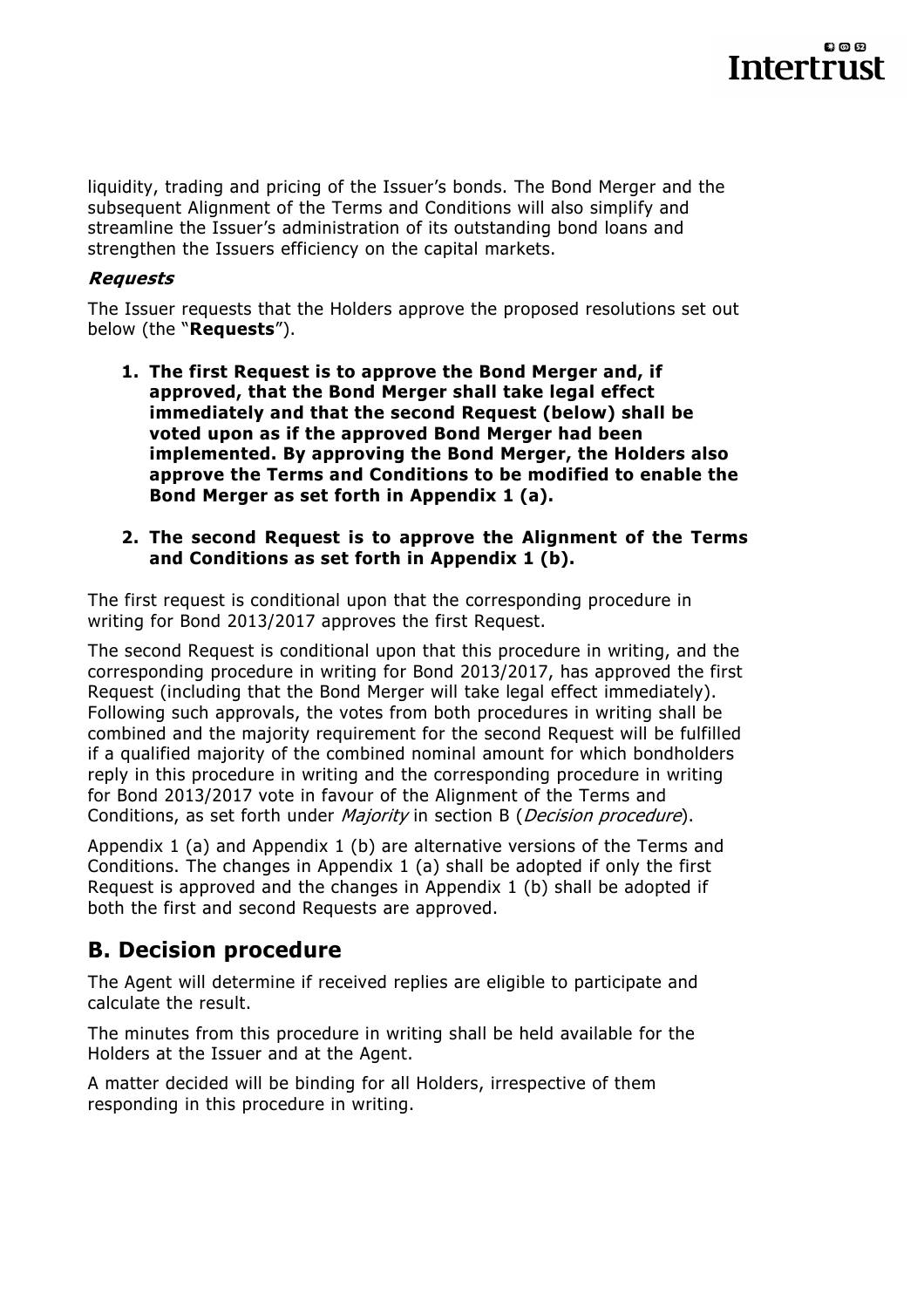liquidity, trading and pricing of the Issuer's bonds. The Bond Merger and the subsequent Alignment of the Terms and Conditions will also simplify and streamline the Issuer's administration of its outstanding bond loans and strengthen the Issuers efficiency on the capital markets.

***Requests***

The Issuer requests that the Holders approve the proposed resolutions set out below (the "**Requests**").

1. **The first Request is to approve the Bond Merger and, if approved, that the Bond Merger shall take legal effect immediately and that the second Request (below) shall be voted upon as if the approved Bond Merger had been implemented. By approving the Bond Merger, the Holders also approve the Terms and Conditions to be modified to enable the Bond Merger as set forth in Appendix 1 (a).**

2. **The second Request is to approve the Alignment of the Terms and Conditions as set forth in Appendix 1 (b).**

The first request is conditional upon that the corresponding procedure in writing for Bond 2013/2017 approves the first Request.

The second Request is conditional upon that this procedure in writing, and the corresponding procedure in writing for Bond 2013/2017, has approved the first Request (including that the Bond Merger will take legal effect immediately). Following such approvals, the votes from both procedures in writing shall be combined and the majority requirement for the second Request will be fulfilled if a qualified majority of the combined nominal amount for which bondholders reply in this procedure in writing and the corresponding procedure in writing for Bond 2013/2017 vote in favour of the Alignment of the Terms and Conditions, as set forth under *Majority* in section B (*Decision procedure*).

Appendix 1 (a) and Appendix 1 (b) are alternative versions of the Terms and Conditions. The changes in Appendix 1 (a) shall be adopted if only the first Request is approved and the changes in Appendix 1 (b) shall be adopted if both the first and second Requests are approved.

## B. Decision procedure

The Agent will determine if received replies are eligible to participate and calculate the result.

The minutes from this procedure in writing shall be held available for the Holders at the Issuer and at the Agent.

A matter decided will be binding for all Holders, irrespective of them responding in this procedure in writing.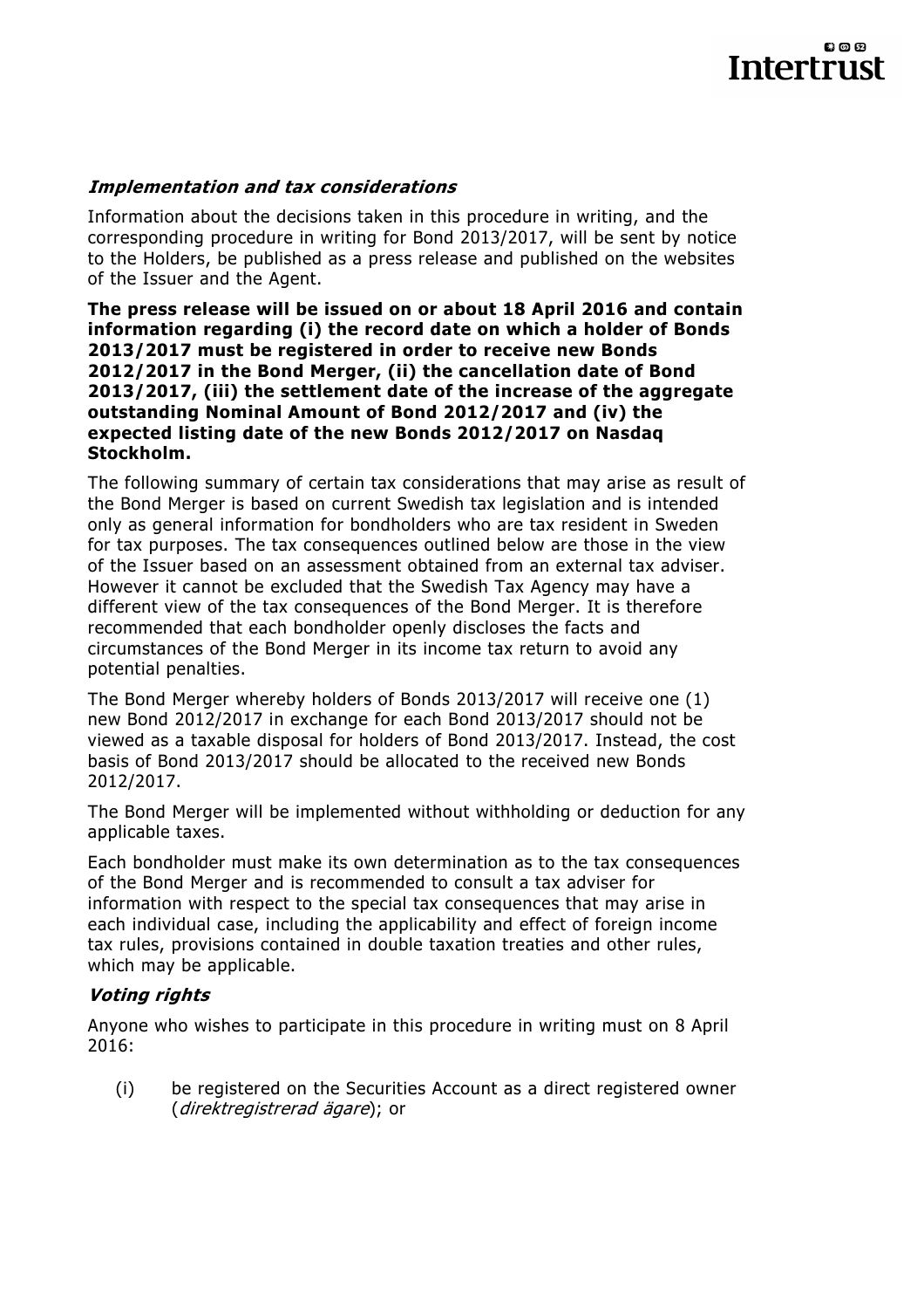***Implementation and tax considerations***

Information about the decisions taken in this procedure in writing, and the corresponding procedure in writing for Bond 2013/2017, will be sent by notice to the Holders, be published as a press release and published on the websites of the Issuer and the Agent.

**The press release will be issued on or about 18 April 2016 and contain information regarding (i) the record date on which a holder of Bonds 2013/2017 must be registered in order to receive new Bonds 2012/2017 in the Bond Merger, (ii) the cancellation date of Bond 2013/2017, (iii) the settlement date of the increase of the aggregate outstanding Nominal Amount of Bond 2012/2017 and (iv) the expected listing date of the new Bonds 2012/2017 on Nasdaq Stockholm.**

The following summary of certain tax considerations that may arise as result of the Bond Merger is based on current Swedish tax legislation and is intended only as general information for bondholders who are tax resident in Sweden for tax purposes. The tax consequences outlined below are those in the view of the Issuer based on an assessment obtained from an external tax adviser. However it cannot be excluded that the Swedish Tax Agency may have a different view of the tax consequences of the Bond Merger. It is therefore recommended that each bondholder openly discloses the facts and circumstances of the Bond Merger in its income tax return to avoid any potential penalties.

The Bond Merger whereby holders of Bonds 2013/2017 will receive one (1) new Bond 2012/2017 in exchange for each Bond 2013/2017 should not be viewed as a taxable disposal for holders of Bond 2013/2017. Instead, the cost basis of Bond 2013/2017 should be allocated to the received new Bonds 2012/2017.

The Bond Merger will be implemented without withholding or deduction for any applicable taxes.

Each bondholder must make its own determination as to the tax consequences of the Bond Merger and is recommended to consult a tax adviser for information with respect to the special tax consequences that may arise in each individual case, including the applicability and effect of foreign income tax rules, provisions contained in double taxation treaties and other rules, which may be applicable.

***Voting rights***

Anyone who wishes to participate in this procedure in writing must on 8 April 2016:

(i) be registered on the Securities Account as a direct registered owner (*direktregistrerad ägare*); or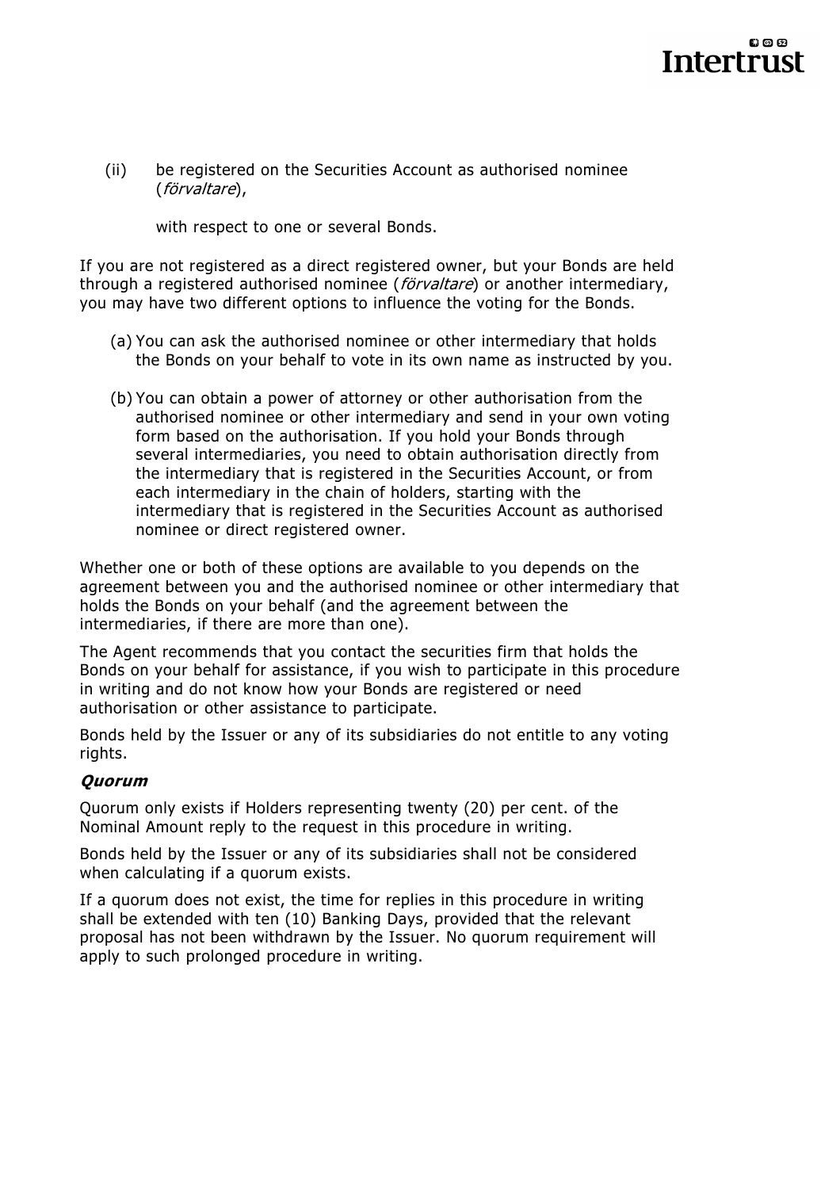(ii) be registered on the Securities Account as authorised nominee (*förvaltare*),

with respect to one or several Bonds.

If you are not registered as a direct registered owner, but your Bonds are held through a registered authorised nominee (*förvaltare*) or another intermediary, you may have two different options to influence the voting for the Bonds.

(a) You can ask the authorised nominee or other intermediary that holds the Bonds on your behalf to vote in its own name as instructed by you.

(b) You can obtain a power of attorney or other authorisation from the authorised nominee or other intermediary and send in your own voting form based on the authorisation. If you hold your Bonds through several intermediaries, you need to obtain authorisation directly from the intermediary that is registered in the Securities Account, or from each intermediary in the chain of holders, starting with the intermediary that is registered in the Securities Account as authorised nominee or direct registered owner.

Whether one or both of these options are available to you depends on the agreement between you and the authorised nominee or other intermediary that holds the Bonds on your behalf (and the agreement between the intermediaries, if there are more than one).

The Agent recommends that you contact the securities firm that holds the Bonds on your behalf for assistance, if you wish to participate in this procedure in writing and do not know how your Bonds are registered or need authorisation or other assistance to participate.

Bonds held by the Issuer or any of its subsidiaries do not entitle to any voting rights.

***Quorum***

Quorum only exists if Holders representing twenty (20) per cent. of the Nominal Amount reply to the request in this procedure in writing.

Bonds held by the Issuer or any of its subsidiaries shall not be considered when calculating if a quorum exists.

If a quorum does not exist, the time for replies in this procedure in writing shall be extended with ten (10) Banking Days, provided that the relevant proposal has not been withdrawn by the Issuer. No quorum requirement will apply to such prolonged procedure in writing.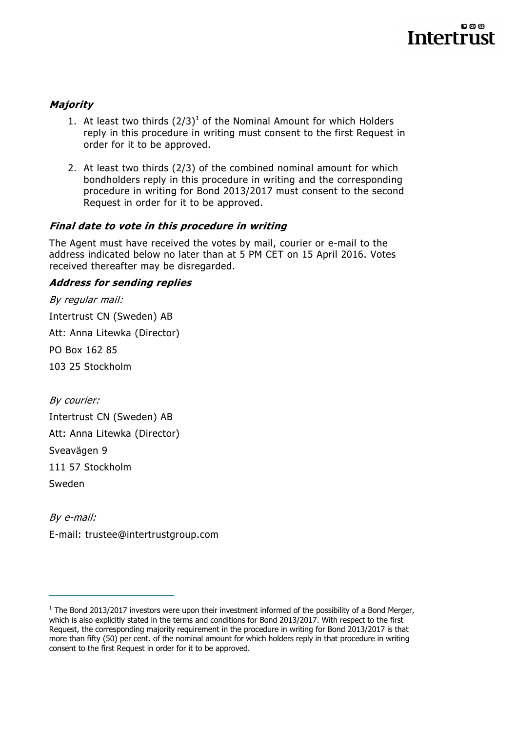### *Majority*

1. At least two thirds (2/3)[1] of the Nominal Amount for which Holders reply in this procedure in writing must consent to the first Request in order for it to be approved.

2. At least two thirds (2/3) of the combined nominal amount for which bondholders reply in this procedure in writing and the corresponding procedure in writing for Bond 2013/2017 must consent to the second Request in order for it to be approved.

### *Final date to vote in this procedure in writing*

The Agent must have received the votes by mail, courier or e-mail to the address indicated below no later than at 5 PM CET on 15 April 2016. Votes received thereafter may be disregarded.

### *Address for sending replies*

*By regular mail:*

Intertrust CN (Sweden) AB

Att: Anna Litewka (Director)

PO Box 162 85

103 25 Stockholm

*By courier:*

Intertrust CN (Sweden) AB

Att: Anna Litewka (Director)

Sveavägen 9

111 57 Stockholm

Sweden

*By e-mail:*

E-mail: trustee@intertrustgroup.com

---

[1] The Bond 2013/2017 investors were upon their investment informed of the possibility of a Bond Merger, which is also explicitly stated in the terms and conditions for Bond 2013/2017. With respect to the first Request, the corresponding majority requirement in the procedure in writing for Bond 2013/2017 is that more than fifty (50) per cent. of the nominal amount for which holders reply in that procedure in writing consent to the first Request in order for it to be approved.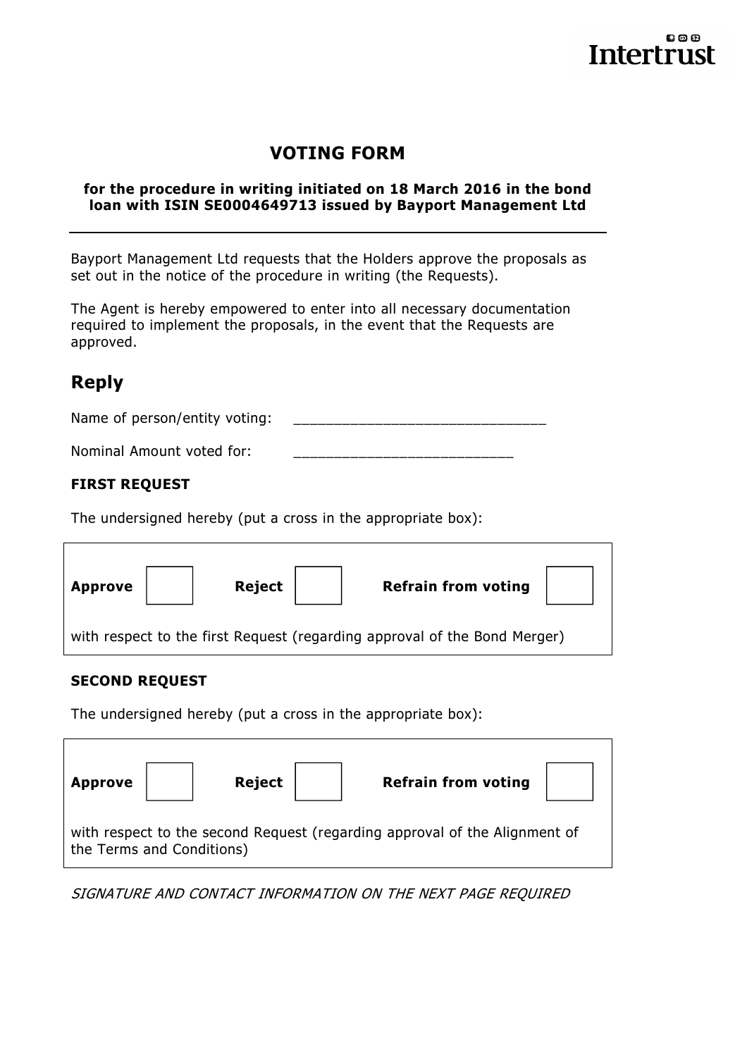# VOTING FORM

**for the procedure in writing initiated on 18 March 2016 in the bond loan with ISIN SE0004649713 issued by Bayport Management Ltd**

---

Bayport Management Ltd requests that the Holders approve the proposals as set out in the notice of the procedure in writing (the Requests).

The Agent is hereby empowered to enter into all necessary documentation required to implement the proposals, in the event that the Requests are approved.

## Reply

Name of person/entity voting: ______________________________

Nominal Amount voted for: __________________________

### FIRST REQUEST

The undersigned hereby (put a cross in the appropriate box):

| **Approve** ☐ | **Reject** ☐ | **Refrain from voting** ☐ |
|---|---|---|
| with respect to the first Request (regarding approval of the Bond Merger) | | |

### SECOND REQUEST

The undersigned hereby (put a cross in the appropriate box):

| **Approve** ☐ | **Reject** ☐ | **Refrain from voting** ☐ |
|---|---|---|
| with respect to the second Request (regarding approval of the Alignment of the Terms and Conditions) | | |

*SIGNATURE AND CONTACT INFORMATION ON THE NEXT PAGE REQUIRED*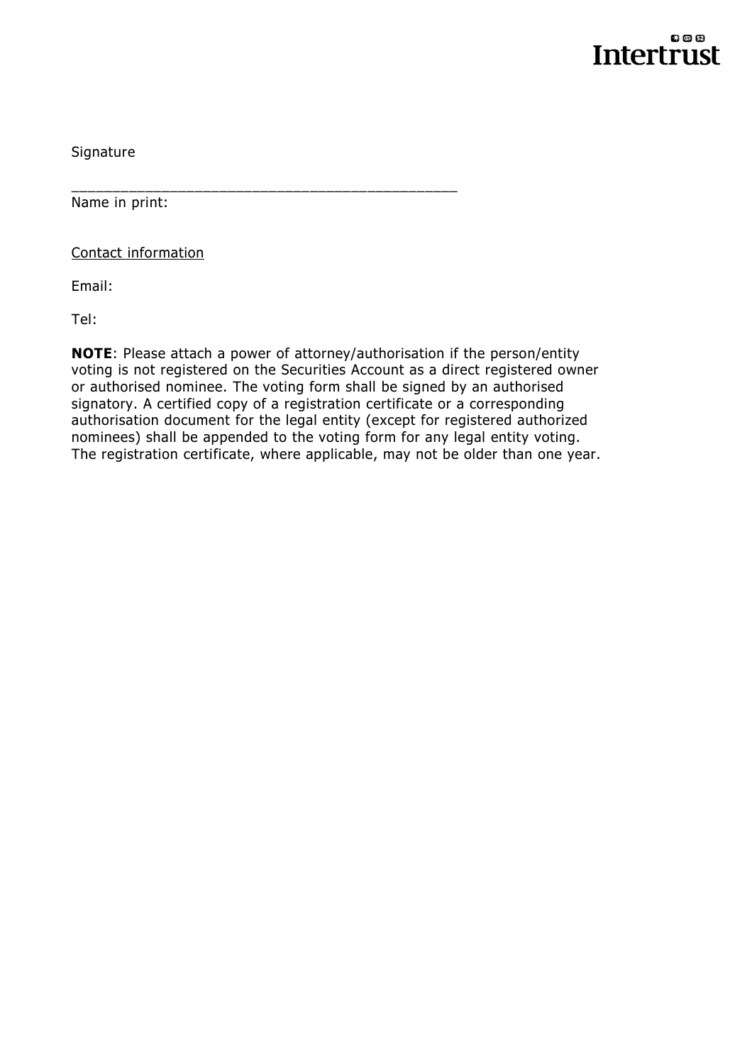Signature

_______________________________________________
Name in print:

Contact information

Email:

Tel:

**NOTE**: Please attach a power of attorney/authorisation if the person/entity voting is not registered on the Securities Account as a direct registered owner or authorised nominee. The voting form shall be signed by an authorised signatory. A certified copy of a registration certificate or a corresponding authorisation document for the legal entity (except for registered authorized nominees) shall be appended to the voting form for any legal entity voting. The registration certificate, where applicable, may not be older than one year.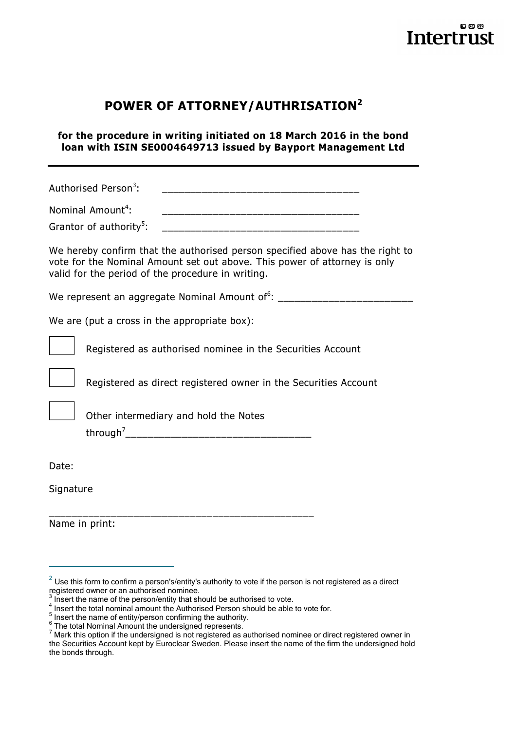# POWER OF ATTORNEY/AUTHRISATION[2]

**for the procedure in writing initiated on 18 March 2016 in the bond loan with ISIN SE0004649713 issued by Bayport Management Ltd**

---

Authorised Person[3]: ________________________________

Nominal Amount[4]: ________________________________

Grantor of authority[5]: ________________________________

We hereby confirm that the authorised person specified above has the right to vote for the Nominal Amount set out above. This power of attorney is only valid for the period of the procedure in writing.

We represent an aggregate Nominal Amount of[6]: ______________________

We are (put a cross in the appropriate box):

☐ Registered as authorised nominee in the Securities Account

☐ Registered as direct registered owner in the Securities Account

☐ Other intermediary and hold the Notes through[7]______________________________

Date:

Signature

_____________________________________________

Name in print:

---

[2] Use this form to confirm a person's/entity's authority to vote if the person is not registered as a direct registered owner or an authorised nominee.

[3] Insert the name of the person/entity that should be authorised to vote.

[4] Insert the total nominal amount the Authorised Person should be able to vote for.

[5] Insert the name of entity/person confirming the authority.

[6] The total Nominal Amount the undersigned represents.

[7] Mark this option if the undersigned is not registered as authorised nominee or direct registered owner in the Securities Account kept by Euroclear Sweden. Please insert the name of the firm the undersigned hold the bonds through.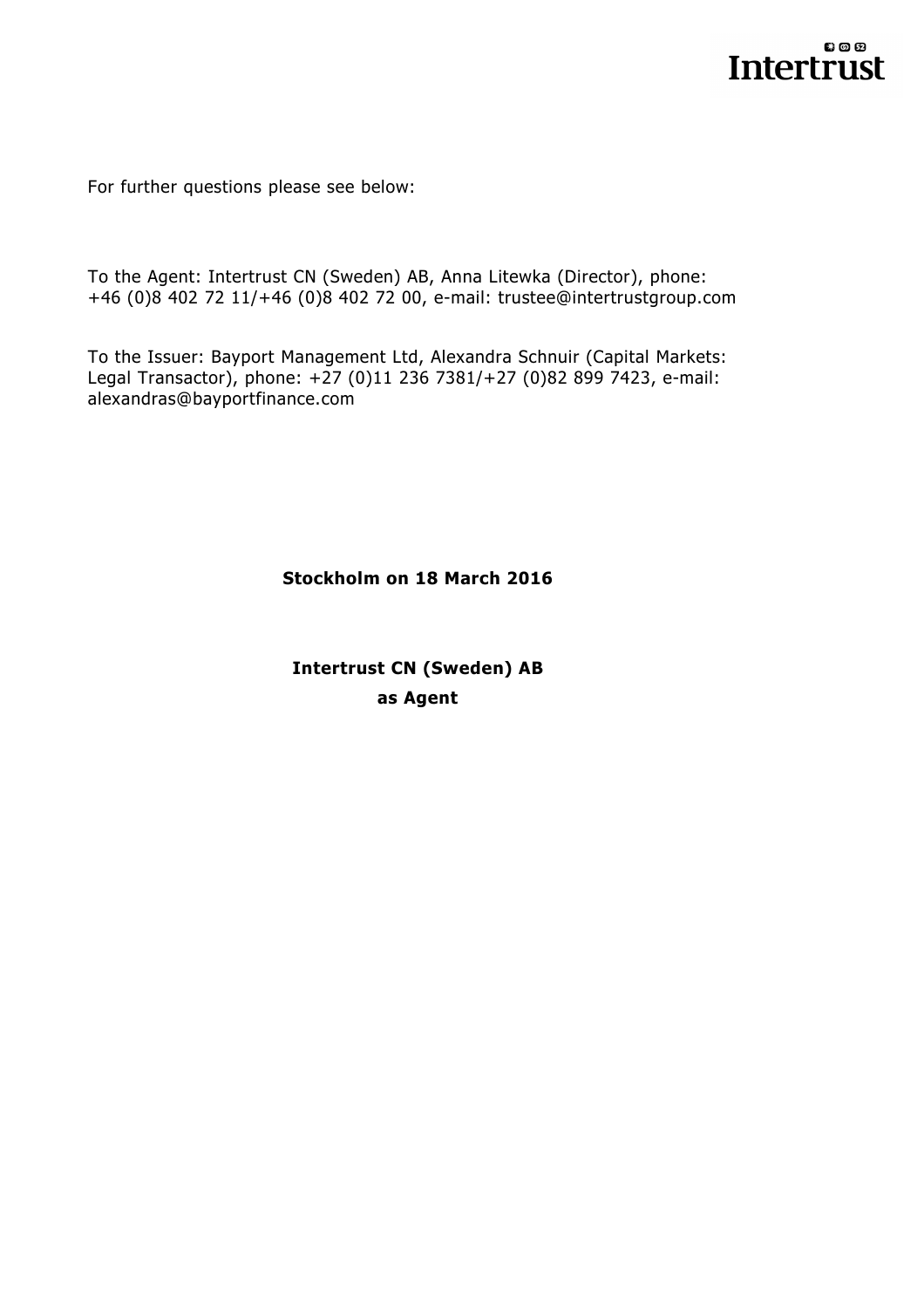For further questions please see below:

To the Agent: Intertrust CN (Sweden) AB, Anna Litewka (Director), phone: +46 (0)8 402 72 11/+46 (0)8 402 72 00, e-mail: trustee@intertrustgroup.com

To the Issuer: Bayport Management Ltd, Alexandra Schnuir (Capital Markets: Legal Transactor), phone: +27 (0)11 236 7381/+27 (0)82 899 7423, e-mail: alexandras@bayportfinance.com

**Stockholm on 18 March 2016**

**Intertrust CN (Sweden) AB**
**as Agent**